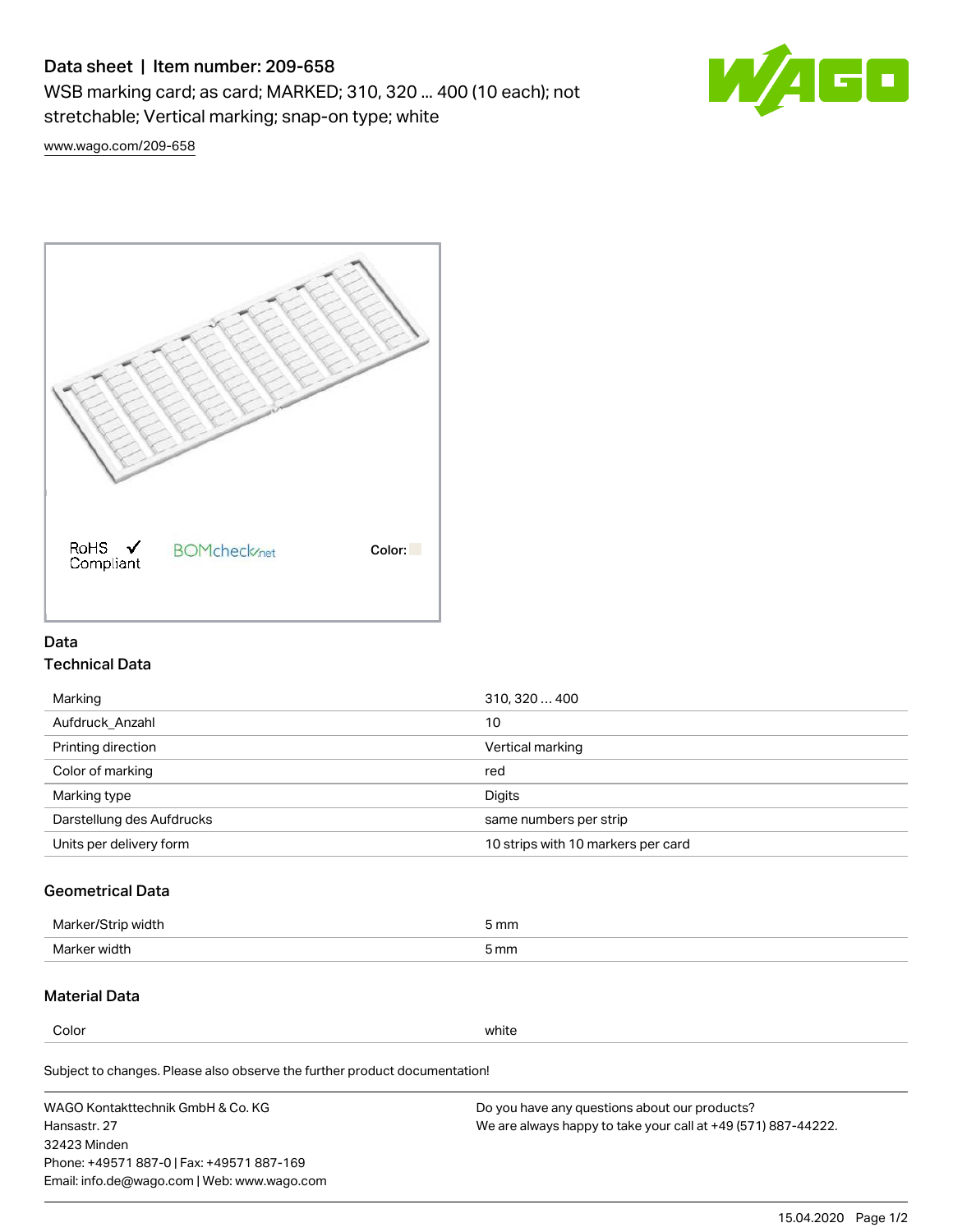# Data sheet | Item number: 209-658

WSB marking card; as card; MARKED; 310, 320 ... 400 (10 each); not stretchable; Vertical marking; snap-on type; white

www.wago.com/209-658

RoHS Compliant ✓ BOMcheck.net Color:

## Data

### Technical Data

| | |
|---|---|
| Marking | 310, 320 … 400 |
| Aufdruck_Anzahl | 10 |
| Printing direction | Vertical marking |
| Color of marking | red |
| Marking type | Digits |
| Darstellung des Aufdrucks | same numbers per strip |
| Units per delivery form | 10 strips with 10 markers per card |

### Geometrical Data

| | |
|---|---|
| Marker/Strip width | 5 mm |
| Marker width | 5 mm |

### Material Data

| | |
|---|---|
| Color | white |

Subject to changes. Please also observe the further product documentation!

WAGO Kontakttechnik GmbH & Co. KG
Hansastr. 27
32423 Minden
Phone: +49571 887-0 | Fax: +49571 887-169
Email: info.de@wago.com | Web: www.wago.com

Do you have any questions about our products?
We are always happy to take your call at +49 (571) 887-44222.

15.04.2020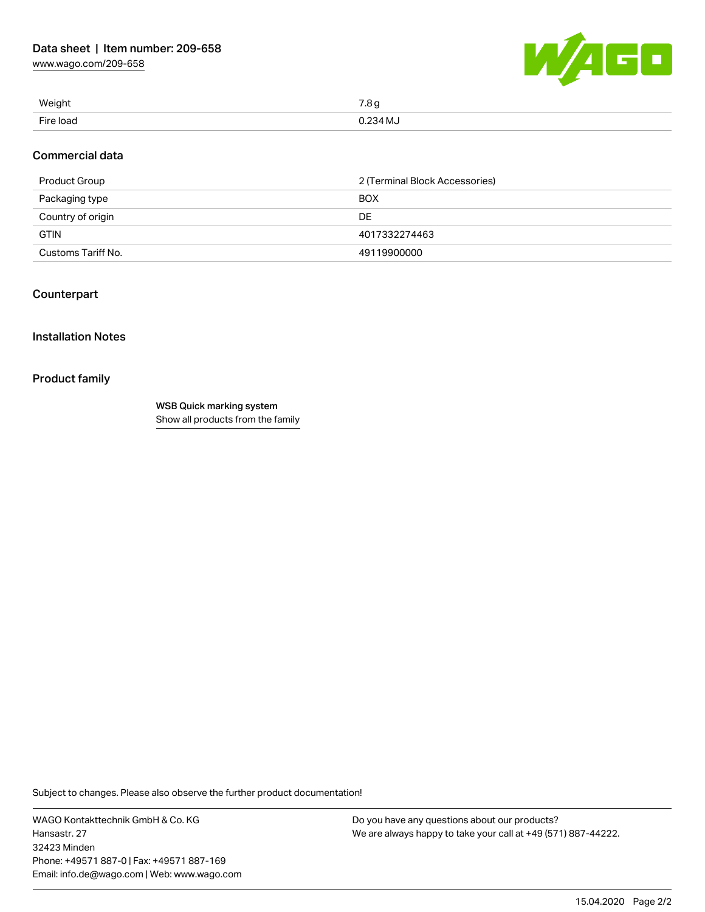| | |
|---|---|
| Weight | 7.8 g |
| Fire load | 0.234 MJ |

## Commercial data

| | |
|---|---|
| Product Group | 2 (Terminal Block Accessories) |
| Packaging type | BOX |
| Country of origin | DE |
| GTIN | 4017332274463 |
| Customs Tariff No. | 49119900000 |

## Counterpart

## Installation Notes

## Product family

**WSB Quick marking system**
Show all products from the family

Subject to changes. Please also observe the further product documentation!

WAGO Kontakttechnik GmbH & Co. KG
Hansastr. 27
32423 Minden
Phone: +49571 887-0 | Fax: +49571 887-169
Email: info.de@wago.com | Web: www.wago.com

Do you have any questions about our products?
We are always happy to take your call at +49 (571) 887-44222.

15.04.2020